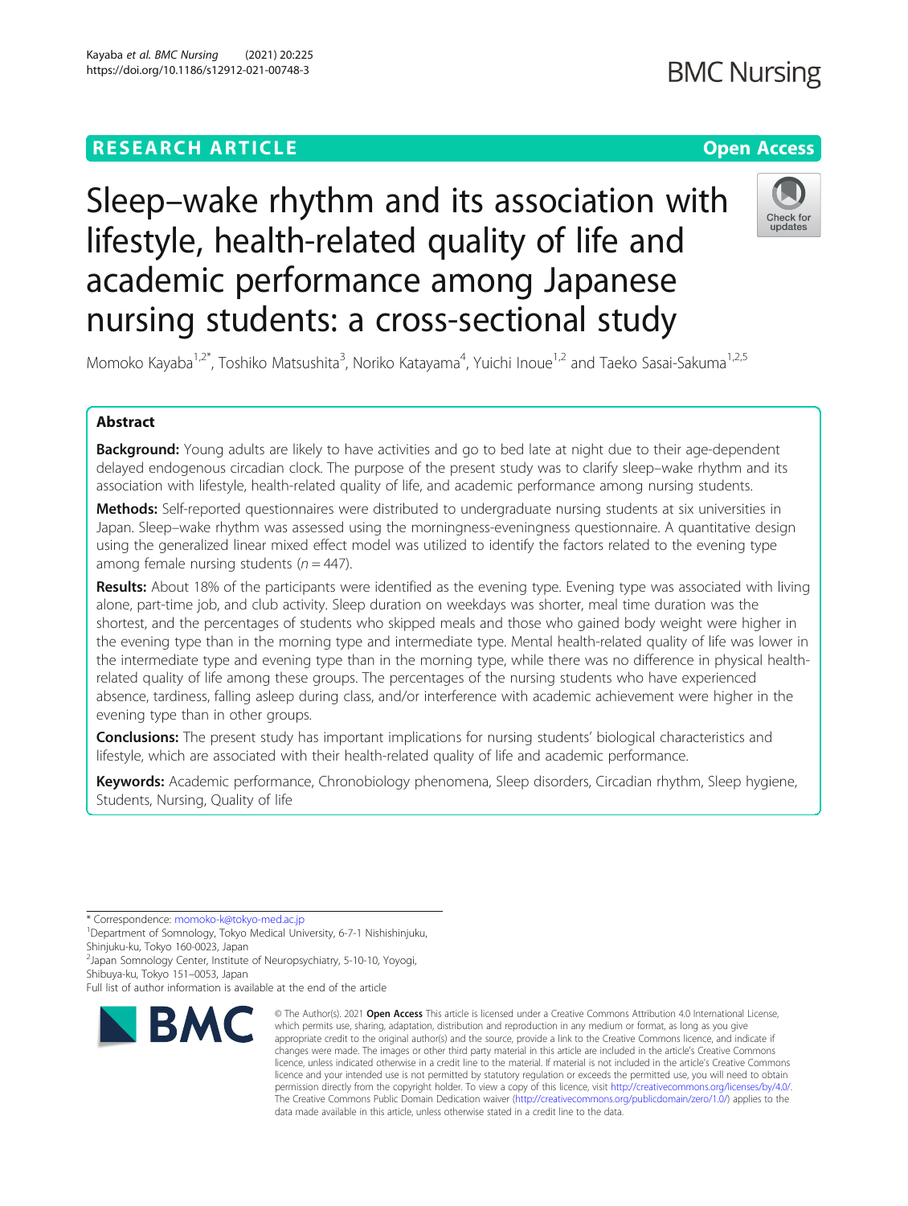RESEARCH ARTICLE

Open Access

# Sleep–wake rhythm and its association with lifestyle, health-related quality of life and academic performance among Japanese nursing students: a cross-sectional study

Momoko Kayaba[1,2*], Toshiko Matsushita[3], Noriko Katayama[4], Yuichi Inoue[1,2] and Taeko Sasai-Sakuma[1,2,5]

## Abstract

**Background:** Young adults are likely to have activities and go to bed late at night due to their age-dependent delayed endogenous circadian clock. The purpose of the present study was to clarify sleep–wake rhythm and its association with lifestyle, health-related quality of life, and academic performance among nursing students.

**Methods:** Self-reported questionnaires were distributed to undergraduate nursing students at six universities in Japan. Sleep–wake rhythm was assessed using the morningness-eveningness questionnaire. A quantitative design using the generalized linear mixed effect model was utilized to identify the factors related to the evening type among female nursing students ($n = 447$).

**Results:** About 18% of the participants were identified as the evening type. Evening type was associated with living alone, part-time job, and club activity. Sleep duration on weekdays was shorter, meal time duration was the shortest, and the percentages of students who skipped meals and those who gained body weight were higher in the evening type than in the morning type and intermediate type. Mental health-related quality of life was lower in the intermediate type and evening type than in the morning type, while there was no difference in physical health-related quality of life among these groups. The percentages of the nursing students who have experienced absence, tardiness, falling asleep during class, and/or interference with academic achievement were higher in the evening type than in other groups.

**Conclusions:** The present study has important implications for nursing students' biological characteristics and lifestyle, which are associated with their health-related quality of life and academic performance.

**Keywords:** Academic performance, Chronobiology phenomena, Sleep disorders, Circadian rhythm, Sleep hygiene, Students, Nursing, Quality of life

---

\* Correspondence: momoko-k@tokyo-med.ac.jp
[1]Department of Somnology, Tokyo Medical University, 6-7-1 Nishishinjuku, Shinjuku-ku, Tokyo 160-0023, Japan
[2]Japan Somnology Center, Institute of Neuropsychiatry, 5-10-10, Yoyogi, Shibuya-ku, Tokyo 151–0053, Japan
Full list of author information is available at the end of the article

© The Author(s). 2021 **Open Access** This article is licensed under a Creative Commons Attribution 4.0 International License, which permits use, sharing, adaptation, distribution and reproduction in any medium or format, as long as you give appropriate credit to the original author(s) and the source, provide a link to the Creative Commons licence, and indicate if changes were made. The images or other third party material in this article are included in the article's Creative Commons licence, unless indicated otherwise in a credit line to the material. If material is not included in the article's Creative Commons licence and your intended use is not permitted by statutory regulation or exceeds the permitted use, you will need to obtain permission directly from the copyright holder. To view a copy of this licence, visit http://creativecommons.org/licenses/by/4.0/. The Creative Commons Public Domain Dedication waiver (http://creativecommons.org/publicdomain/zero/1.0/) applies to the data made available in this article, unless otherwise stated in a credit line to the data.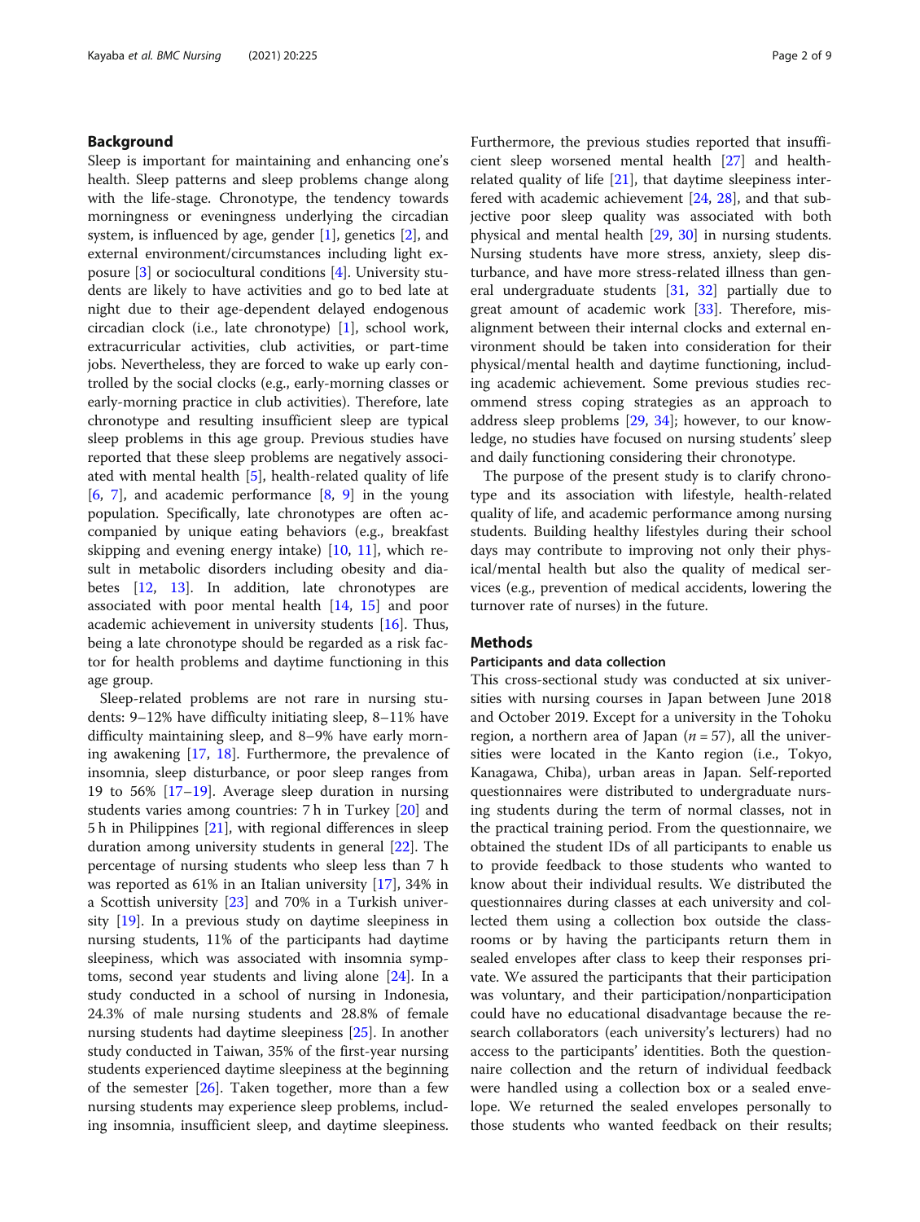## Background

Sleep is important for maintaining and enhancing one's health. Sleep patterns and sleep problems change along with the life-stage. Chronotype, the tendency towards morningness or eveningness underlying the circadian system, is influenced by age, gender [1], genetics [2], and external environment/circumstances including light exposure [3] or sociocultural conditions [4]. University students are likely to have activities and go to bed late at night due to their age-dependent delayed endogenous circadian clock (i.e., late chronotype) [1], school work, extracurricular activities, club activities, or part-time jobs. Nevertheless, they are forced to wake up early controlled by the social clocks (e.g., early-morning classes or early-morning practice in club activities). Therefore, late chronotype and resulting insufficient sleep are typical sleep problems in this age group. Previous studies have reported that these sleep problems are negatively associated with mental health [5], health-related quality of life [6, 7], and academic performance [8, 9] in the young population. Specifically, late chronotypes are often accompanied by unique eating behaviors (e.g., breakfast skipping and evening energy intake) [10, 11], which result in metabolic disorders including obesity and diabetes [12, 13]. In addition, late chronotypes are associated with poor mental health [14, 15] and poor academic achievement in university students [16]. Thus, being a late chronotype should be regarded as a risk factor for health problems and daytime functioning in this age group.

Sleep-related problems are not rare in nursing students: 9–12% have difficulty initiating sleep, 8–11% have difficulty maintaining sleep, and 8–9% have early morning awakening [17, 18]. Furthermore, the prevalence of insomnia, sleep disturbance, or poor sleep ranges from 19 to 56% [17–19]. Average sleep duration in nursing students varies among countries: 7 h in Turkey [20] and 5 h in Philippines [21], with regional differences in sleep duration among university students in general [22]. The percentage of nursing students who sleep less than 7 h was reported as 61% in an Italian university [17], 34% in a Scottish university [23] and 70% in a Turkish university [19]. In a previous study on daytime sleepiness in nursing students, 11% of the participants had daytime sleepiness, which was associated with insomnia symptoms, second year students and living alone [24]. In a study conducted in a school of nursing in Indonesia, 24.3% of male nursing students and 28.8% of female nursing students had daytime sleepiness [25]. In another study conducted in Taiwan, 35% of the first-year nursing students experienced daytime sleepiness at the beginning of the semester [26]. Taken together, more than a few nursing students may experience sleep problems, including insomnia, insufficient sleep, and daytime sleepiness. Furthermore, the previous studies reported that insufficient sleep worsened mental health [27] and health-related quality of life [21], that daytime sleepiness interfered with academic achievement [24, 28], and that subjective poor sleep quality was associated with both physical and mental health [29, 30] in nursing students. Nursing students have more stress, anxiety, sleep disturbance, and have more stress-related illness than general undergraduate students [31, 32] partially due to great amount of academic work [33]. Therefore, misalignment between their internal clocks and external environment should be taken into consideration for their physical/mental health and daytime functioning, including academic achievement. Some previous studies recommend stress coping strategies as an approach to address sleep problems [29, 34]; however, to our knowledge, no studies have focused on nursing students' sleep and daily functioning considering their chronotype.

The purpose of the present study is to clarify chronotype and its association with lifestyle, health-related quality of life, and academic performance among nursing students. Building healthy lifestyles during their school days may contribute to improving not only their physical/mental health but also the quality of medical services (e.g., prevention of medical accidents, lowering the turnover rate of nurses) in the future.

## Methods

### Participants and data collection

This cross-sectional study was conducted at six universities with nursing courses in Japan between June 2018 and October 2019. Except for a university in the Tohoku region, a northern area of Japan ($n = 57$), all the universities were located in the Kanto region (i.e., Tokyo, Kanagawa, Chiba), urban areas in Japan. Self-reported questionnaires were distributed to undergraduate nursing students during the term of normal classes, not in the practical training period. From the questionnaire, we obtained the student IDs of all participants to enable us to provide feedback to those students who wanted to know about their individual results. We distributed the questionnaires during classes at each university and collected them using a collection box outside the classrooms or by having the participants return them in sealed envelopes after class to keep their responses private. We assured the participants that their participation was voluntary, and their participation/nonparticipation could have no educational disadvantage because the research collaborators (each university's lecturers) had no access to the participants' identities. Both the questionnaire collection and the return of individual feedback were handled using a collection box or a sealed envelope. We returned the sealed envelopes personally to those students who wanted feedback on their results;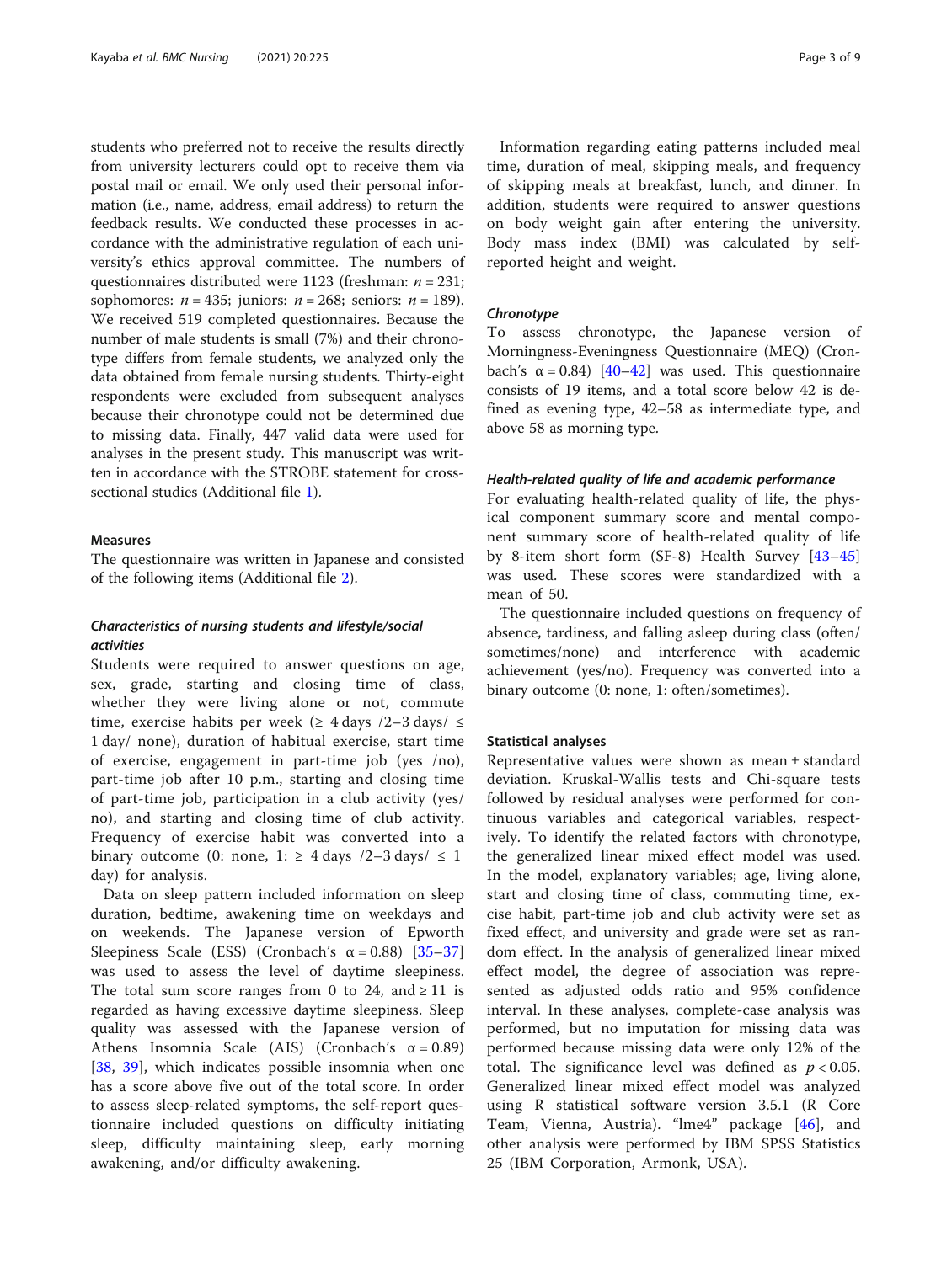students who preferred not to receive the results directly from university lecturers could opt to receive them via postal mail or email. We only used their personal information (i.e., name, address, email address) to return the feedback results. We conducted these processes in accordance with the administrative regulation of each university's ethics approval committee. The numbers of questionnaires distributed were 1123 (freshman: $n = 231$; sophomores: $n = 435$; juniors: $n = 268$; seniors: $n = 189$). We received 519 completed questionnaires. Because the number of male students is small (7%) and their chronotype differs from female students, we analyzed only the data obtained from female nursing students. Thirty-eight respondents were excluded from subsequent analyses because their chronotype could not be determined due to missing data. Finally, 447 valid data were used for analyses in the present study. This manuscript was written in accordance with the STROBE statement for cross-sectional studies (Additional file 1).

### Measures

The questionnaire was written in Japanese and consisted of the following items (Additional file 2).

#### *Characteristics of nursing students and lifestyle/social activities*

Students were required to answer questions on age, sex, grade, starting and closing time of class, whether they were living alone or not, commute time, exercise habits per week (≥ 4 days /2–3 days/ ≤ 1 day/ none), duration of habitual exercise, start time of exercise, engagement in part-time job (yes /no), part-time job after 10 p.m., starting and closing time of part-time job, participation in a club activity (yes/ no), and starting and closing time of club activity. Frequency of exercise habit was converted into a binary outcome (0: none, 1: ≥ 4 days /2–3 days/ ≤ 1 day) for analysis.

Data on sleep pattern included information on sleep duration, bedtime, awakening time on weekdays and on weekends. The Japanese version of Epworth Sleepiness Scale (ESS) (Cronbach's $\alpha = 0.88$) [35–37] was used to assess the level of daytime sleepiness. The total sum score ranges from 0 to 24, and ≥ 11 is regarded as having excessive daytime sleepiness. Sleep quality was assessed with the Japanese version of Athens Insomnia Scale (AIS) (Cronbach's $\alpha = 0.89$) [38, 39], which indicates possible insomnia when one has a score above five out of the total score. In order to assess sleep-related symptoms, the self-report questionnaire included questions on difficulty initiating sleep, difficulty maintaining sleep, early morning awakening, and/or difficulty awakening.

Information regarding eating patterns included meal time, duration of meal, skipping meals, and frequency of skipping meals at breakfast, lunch, and dinner. In addition, students were required to answer questions on body weight gain after entering the university. Body mass index (BMI) was calculated by self-reported height and weight.

#### *Chronotype*

To assess chronotype, the Japanese version of Morningness-Eveningness Questionnaire (MEQ) (Cronbach's $\alpha = 0.84$) [40–42] was used. This questionnaire consists of 19 items, and a total score below 42 is defined as evening type, 42–58 as intermediate type, and above 58 as morning type.

#### *Health-related quality of life and academic performance*

For evaluating health-related quality of life, the physical component summary score and mental component summary score of health-related quality of life by 8-item short form (SF-8) Health Survey [43–45] was used. These scores were standardized with a mean of 50.

The questionnaire included questions on frequency of absence, tardiness, and falling asleep during class (often/ sometimes/none) and interference with academic achievement (yes/no). Frequency was converted into a binary outcome (0: none, 1: often/sometimes).

### Statistical analyses

Representative values were shown as mean ± standard deviation. Kruskal-Wallis tests and Chi-square tests followed by residual analyses were performed for continuous variables and categorical variables, respectively. To identify the related factors with chronotype, the generalized linear mixed effect model was used. In the model, explanatory variables; age, living alone, start and closing time of class, commuting time, excise habit, part-time job and club activity were set as fixed effect, and university and grade were set as random effect. In the analysis of generalized linear mixed effect model, the degree of association was represented as adjusted odds ratio and 95% confidence interval. In these analyses, complete-case analysis was performed, but no imputation for missing data was performed because missing data were only 12% of the total. The significance level was defined as $p < 0.05$. Generalized linear mixed effect model was analyzed using R statistical software version 3.5.1 (R Core Team, Vienna, Austria). "lme4" package [46], and other analysis were performed by IBM SPSS Statistics 25 (IBM Corporation, Armonk, USA).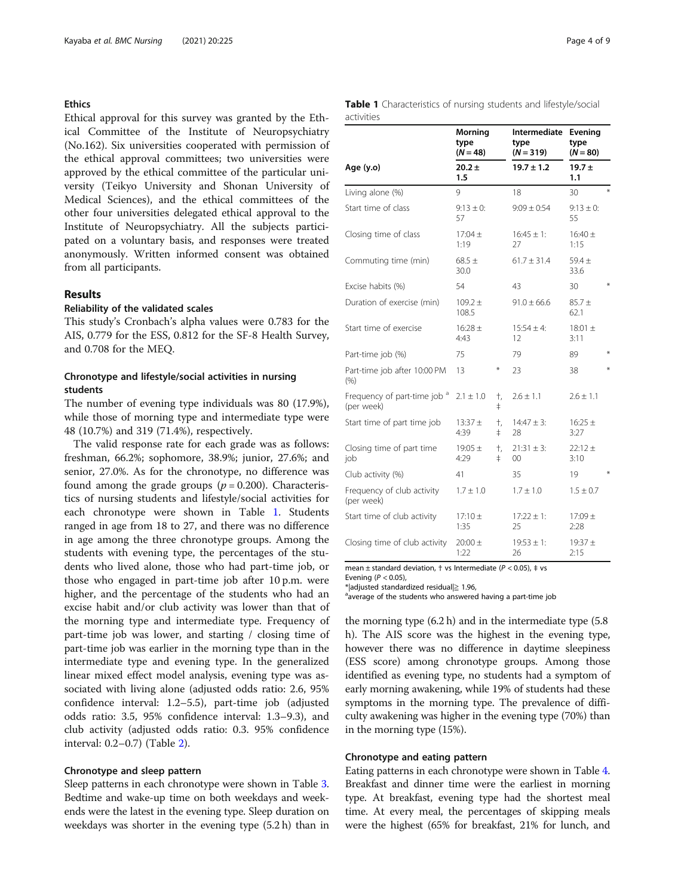### Ethics

Ethical approval for this survey was granted by the Ethical Committee of the Institute of Neuropsychiatry (No.162). Six universities cooperated with permission of the ethical approval committees; two universities were approved by the ethical committee of the particular university (Teikyo University and Shonan University of Medical Sciences), and the ethical committees of the other four universities delegated ethical approval to the Institute of Neuropsychiatry. All the subjects participated on a voluntary basis, and responses were treated anonymously. Written informed consent was obtained from all participants.

## Results

### Reliability of the validated scales

This study's Cronbach's alpha values were 0.783 for the AIS, 0.779 for the ESS, 0.812 for the SF-8 Health Survey, and 0.708 for the MEQ.

### Chronotype and lifestyle/social activities in nursing students

The number of evening type individuals was 80 (17.9%), while those of morning type and intermediate type were 48 (10.7%) and 319 (71.4%), respectively.

The valid response rate for each grade was as follows: freshman, 66.2%; sophomore, 38.9%; junior, 27.6%; and senior, 27.0%. As for the chronotype, no difference was found among the grade groups ($p = 0.200$). Characteristics of nursing students and lifestyle/social activities for each chronotype were shown in Table 1. Students ranged in age from 18 to 27, and there was no difference in age among the three chronotype groups. Among the students with evening type, the percentages of the students who lived alone, those who had part-time job, or those who engaged in part-time job after 10 p.m. were higher, and the percentage of the students who had an excise habit and/or club activity was lower than that of the morning type and intermediate type. Frequency of part-time job was lower, and starting / closing time of part-time job was earlier in the morning type than in the intermediate type and evening type. In the generalized linear mixed effect model analysis, evening type was associated with living alone (adjusted odds ratio: 2.6, 95% confidence interval: 1.2–5.5), part-time job (adjusted odds ratio: 3.5, 95% confidence interval: 1.3–9.3), and club activity (adjusted odds ratio: 0.3. 95% confidence interval: 0.2–0.7) (Table 2).

**Table 1** Characteristics of nursing students and lifestyle/social activities

| | Morning type (N = 48) | | Intermediate type (N = 319) | Evening type (N = 80) | |
|---|---|---|---|---|---|
| Age (y.o) | 20.2 ± 1.5 | | 19.7 ± 1.2 | 19.7 ± 1.1 | |
| Living alone (%) | 9 | | 18 | 30 | * |
| Start time of class | 9:13 ± 0:57 | | 9:09 ± 0:54 | 9:13 ± 0:55 | |
| Closing time of class | 17:04 ± 1:19 | | 16:45 ± 1:27 | 16:40 ± 1:15 | |
| Commuting time (min) | 68.5 ± 30.0 | | 61.7 ± 31.4 | 59.4 ± 33.6 | |
| Excise habits (%) | 54 | | 43 | 30 | * |
| Duration of exercise (min) | 109.2 ± 108.5 | | 91.0 ± 66.6 | 85.7 ± 62.1 | |
| Start time of exercise | 16:28 ± 4:43 | | 15:54 ± 4:12 | 18:01 ± 3:11 | |
| Part-time job (%) | 75 | | 79 | 89 | * |
| Part-time job after 10:00 PM (%) | 13 | * | 23 | 38 | * |
| Frequency of part-time job [a] (per week) | 2.1 ± 1.0 | †, ‡ | 2.6 ± 1.1 | 2.6 ± 1.1 | |
| Start time of part time job | 13:37 ± 4:39 | †, ‡ | 14:47 ± 3:28 | 16:25 ± 3:27 | |
| Closing time of part time job | 19:05 ± 4:29 | †, ‡ | 21:31 ± 3:00 | 22:12 ± 3:10 | |
| Club activity (%) | 41 | | 35 | 19 | * |
| Frequency of club activity (per week) | 1.7 ± 1.0 | | 1.7 ± 1.0 | 1.5 ± 0.7 | |
| Start time of club activity | 17:10 ± 1:35 | | 17:22 ± 1:25 | 17:09 ± 2:28 | |
| Closing time of club activity | 20:00 ± 1:22 | | 19:53 ± 1:26 | 19:37 ± 2:15 | |

mean ± standard deviation, † vs Intermediate ($P < 0.05$), ‡ vs Evening ($P < 0.05$),
*|adjusted standardized residual|≥ 1.96,
[a]average of the students who answered having a part-time job

### Chronotype and sleep pattern

Sleep patterns in each chronotype were shown in Table 3. Bedtime and wake-up time on both weekdays and weekends were the latest in the evening type. Sleep duration on weekdays was shorter in the evening type (5.2 h) than in the morning type (6.2 h) and in the intermediate type (5.8 h). The AIS score was the highest in the evening type, however there was no difference in daytime sleepiness (ESS score) among chronotype groups. Among those identified as evening type, no students had a symptom of early morning awakening, while 19% of students had these symptoms in the morning type. The prevalence of difficulty awakening was higher in the evening type (70%) than in the morning type (15%).

### Chronotype and eating pattern

Eating patterns in each chronotype were shown in Table 4. Breakfast and dinner time were the earliest in morning type. At breakfast, evening type had the shortest meal time. At every meal, the percentages of skipping meals were the highest (65% for breakfast, 21% for lunch, and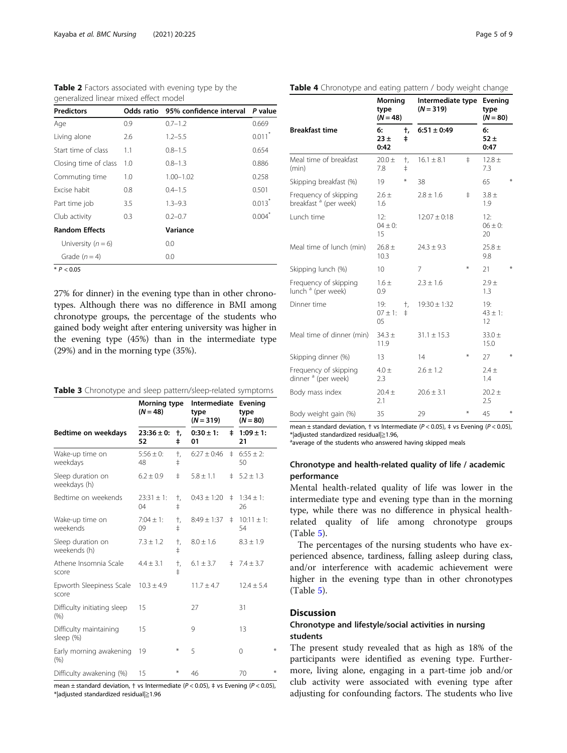**Table 2** Factors associated with evening type by the generalized linear mixed effect model

| Predictors | Odds ratio | 95% confidence interval | P value |
|---|---|---|---|
| Age | 0.9 | 0.7–1.2 | 0.669 |
| Living alone | 2.6 | 1.2–5.5 | 0.011* |
| Start time of class | 1.1 | 0.8–1.5 | 0.654 |
| Closing time of class | 1.0 | 0.8–1.3 | 0.886 |
| Commuting time | 1.0 | 1.00–1.02 | 0.258 |
| Excise habit | 0.8 | 0.4–1.5 | 0.501 |
| Part time job | 3.5 | 1.3–9.3 | 0.013* |
| Club activity | 0.3 | 0.2–0.7 | 0.004* |
| **Random Effects** | | **Variance** | |
| University ($n = 6$) | | 0.0 | |
| Grade ($n = 4$) | | 0.0 | |

* $P < 0.05$

27% for dinner) in the evening type than in other chronotypes. Although there was no difference in BMI among chronotype groups, the percentage of the students who gained body weight after entering university was higher in the evening type (45%) than in the intermediate type (29%) and in the morning type (35%).

**Table 3** Chronotype and sleep pattern/sleep-related symptoms

| | Morning type ($N = 48$) | | Intermediate type ($N = 319$) | | Evening type ($N = 80$) | |
|---|---|---|---|---|---|---|
| **Bedtime on weekdays** | **23:36 ± 0:52** | **†, ‡** | **0:30 ± 1:01** | **‡** | **1:09 ± 1:21** | |
| Wake-up time on weekdays | 5:56 ± 0:48 | †, ‡ | 6:27 ± 0:46 | ‡ | 6:55 ± 2:50 | |
| Sleep duration on weekdays (h) | 6.2 ± 0.9 | ‡ | 5.8 ± 1.1 | ‡ | 5.2 ± 1.3 | |
| Bedtime on weekends | 23:31 ± 1:04 | †, ‡ | 0:43 ± 1:20 | ‡ | 1:34 ± 1:26 | |
| Wake-up time on weekends | 7:04 ± 1:09 | †, ‡ | 8:49 ± 1:37 | ‡ | 10:11 ± 1:54 | |
| Sleep duration on weekends (h) | 7.3 ± 1.2 | †, ‡ | 8.0 ± 1.6 | | 8.3 ± 1.9 | |
| Athene Insomnia Scale score | 4.4 ± 3.1 | †, ‡ | 6.1 ± 3.7 | ‡ | 7.4 ± 3.7 | |
| Epworth Sleepiness Scale score | 10.3 ± 4.9 | | 11.7 ± 4.7 | | 12.4 ± 5.4 | |
| Difficulty initiating sleep (%) | 15 | | 27 | | 31 | |
| Difficulty maintaining sleep (%) | 15 | | 9 | | 13 | |
| Early morning awakening (%) | 19 | * | 5 | | 0 | * |
| Difficulty awakening (%) | 15 | * | 46 | | 70 | * |

mean ± standard deviation, † vs Intermediate ($P < 0.05$), ‡ vs Evening ($P < 0.05$), *|adjusted standardized residual|≧1.96

**Table 4** Chronotype and eating pattern / body weight change

| | Morning type ($N = 48$) | | Intermediate type ($N = 319$) | | Evening type ($N = 80$) | |
|---|---|---|---|---|---|---|
| **Breakfast time** | **6:23 ± 0:42** | **†, ‡** | **6:51 ± 0:49** | | **6:52 ± 0:47** | |
| Meal time of breakfast (min) | 20.0 ± 7.8 | †, ‡ | 16.1 ± 8.1 | ‡ | 12.8 ± 7.3 | |
| Skipping breakfast (%) | 19 | * | 38 | | 65 | * |
| Frequency of skipping breakfast [a] (per week) | 2.6 ± 1.6 | | 2.8 ± 1.6 | ‡ | 3.8 ± 1.9 | |
| Lunch time | 12:04 ± 0:15 | | 12:07 ± 0:18 | | 12:06 ± 0:20 | |
| Meal time of lunch (min) | 26.8 ± 10.3 | | 24.3 ± 9.3 | | 25.8 ± 9.8 | |
| Skipping lunch (%) | 10 | | 7 | * | 21 | * |
| Frequency of skipping lunch [a] (per week) | 1.6 ± 0.9 | | 2.3 ± 1.6 | | 2.9 ± 1.3 | |
| Dinner time | 19:07 ± 1:05 | †, ‡ | 19:30 ± 1:32 | | 19:43 ± 1:12 | |
| Meal time of dinner (min) | 34.3 ± 11.9 | | 31.1 ± 15.3 | | 33.0 ± 15.0 | |
| Skipping dinner (%) | 13 | | 14 | * | 27 | * |
| Frequency of skipping dinner [a] (per week) | 4.0 ± 2.3 | | 2.6 ± 1.2 | | 2.4 ± 1.4 | |
| Body mass index | 20.4 ± 2.1 | | 20.6 ± 3.1 | | 20.2 ± 2.5 | |
| Body weight gain (%) | 35 | | 29 | * | 45 | * |

mean ± standard deviation, † vs Intermediate ($P < 0.05$), ‡ vs Evening ($P < 0.05$), *|adjusted standardized residual|≧1.96,
[a]average of the students who answered having skipped meals

### Chronotype and health-related quality of life / academic performance

Mental health-related quality of life was lower in the intermediate type and evening type than in the morning type, while there was no difference in physical health-related quality of life among chronotype groups (Table 5).

The percentages of the nursing students who have experienced absence, tardiness, falling asleep during class, and/or interference with academic achievement were higher in the evening type than in other chronotypes (Table 5).

## Discussion

### Chronotype and lifestyle/social activities in nursing students

The present study revealed that as high as 18% of the participants were identified as evening type. Furthermore, living alone, engaging in a part-time job and/or club activity were associated with evening type after adjusting for confounding factors. The students who live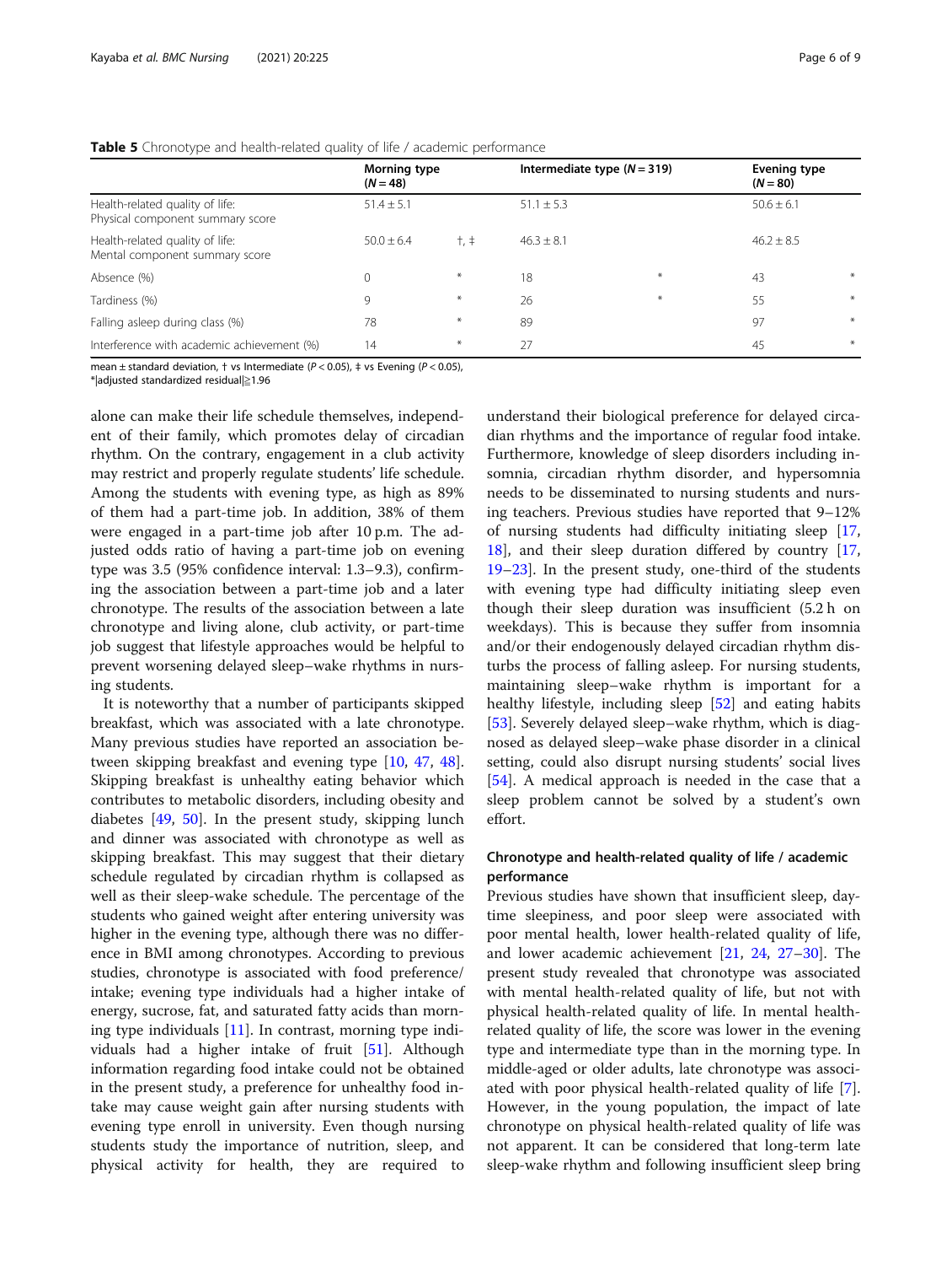**Table 5** Chronotype and health-related quality of life / academic performance

| | Morning type ($N = 48$) | | Intermediate type ($N = 319$) | | Evening type ($N = 80$) | |
|---|---|---|---|---|---|---|
| Health-related quality of life: Physical component summary score | 51.4 ± 5.1 | | 51.1 ± 5.3 | | 50.6 ± 6.1 | |
| Health-related quality of life: Mental component summary score | 50.0 ± 6.4 | †, ‡ | 46.3 ± 8.1 | | 46.2 ± 8.5 | |
| Absence (%) | 0 | * | 18 | * | 43 | * |
| Tardiness (%) | 9 | * | 26 | * | 55 | * |
| Falling asleep during class (%) | 78 | * | 89 | | 97 | * |
| Interference with academic achievement (%) | 14 | * | 27 | | 45 | * |

mean ± standard deviation, † vs Intermediate ($P < 0.05$), ‡ vs Evening ($P < 0.05$),
*|adjusted standardized residual|≧1.96

alone can make their life schedule themselves, independent of their family, which promotes delay of circadian rhythm. On the contrary, engagement in a club activity may restrict and properly regulate students' life schedule. Among the students with evening type, as high as 89% of them had a part-time job. In addition, 38% of them were engaged in a part-time job after 10 p.m. The adjusted odds ratio of having a part-time job on evening type was 3.5 (95% confidence interval: 1.3–9.3), confirming the association between a part-time job and a later chronotype. The results of the association between a late chronotype and living alone, club activity, or part-time job suggest that lifestyle approaches would be helpful to prevent worsening delayed sleep–wake rhythms in nursing students.

It is noteworthy that a number of participants skipped breakfast, which was associated with a late chronotype. Many previous studies have reported an association between skipping breakfast and evening type [10, 47, 48]. Skipping breakfast is unhealthy eating behavior which contributes to metabolic disorders, including obesity and diabetes [49, 50]. In the present study, skipping lunch and dinner was associated with chronotype as well as skipping breakfast. This may suggest that their dietary schedule regulated by circadian rhythm is collapsed as well as their sleep-wake schedule. The percentage of the students who gained weight after entering university was higher in the evening type, although there was no difference in BMI among chronotypes. According to previous studies, chronotype is associated with food preference/intake; evening type individuals had a higher intake of energy, sucrose, fat, and saturated fatty acids than morning type individuals [11]. In contrast, morning type individuals had a higher intake of fruit [51]. Although information regarding food intake could not be obtained in the present study, a preference for unhealthy food intake may cause weight gain after nursing students with evening type enroll in university. Even though nursing students study the importance of nutrition, sleep, and physical activity for health, they are required to understand their biological preference for delayed circadian rhythms and the importance of regular food intake. Furthermore, knowledge of sleep disorders including insomnia, circadian rhythm disorder, and hypersomnia needs to be disseminated to nursing students and nursing teachers. Previous studies have reported that 9–12% of nursing students had difficulty initiating sleep [17, 18], and their sleep duration differed by country [17, 19–23]. In the present study, one-third of the students with evening type had difficulty initiating sleep even though their sleep duration was insufficient (5.2 h on weekdays). This is because they suffer from insomnia and/or their endogenously delayed circadian rhythm disturbs the process of falling asleep. For nursing students, maintaining sleep–wake rhythm is important for a healthy lifestyle, including sleep [52] and eating habits [53]. Severely delayed sleep–wake rhythm, which is diagnosed as delayed sleep–wake phase disorder in a clinical setting, could also disrupt nursing students' social lives [54]. A medical approach is needed in the case that a sleep problem cannot be solved by a student's own effort.

## Chronotype and health-related quality of life / academic performance

Previous studies have shown that insufficient sleep, daytime sleepiness, and poor sleep were associated with poor mental health, lower health-related quality of life, and lower academic achievement [21, 24, 27–30]. The present study revealed that chronotype was associated with mental health-related quality of life, but not with physical health-related quality of life. In mental health-related quality of life, the score was lower in the evening type and intermediate type than in the morning type. In middle-aged or older adults, late chronotype was associated with poor physical health-related quality of life [7]. However, in the young population, the impact of late chronotype on physical health-related quality of life was not apparent. It can be considered that long-term late sleep-wake rhythm and following insufficient sleep bring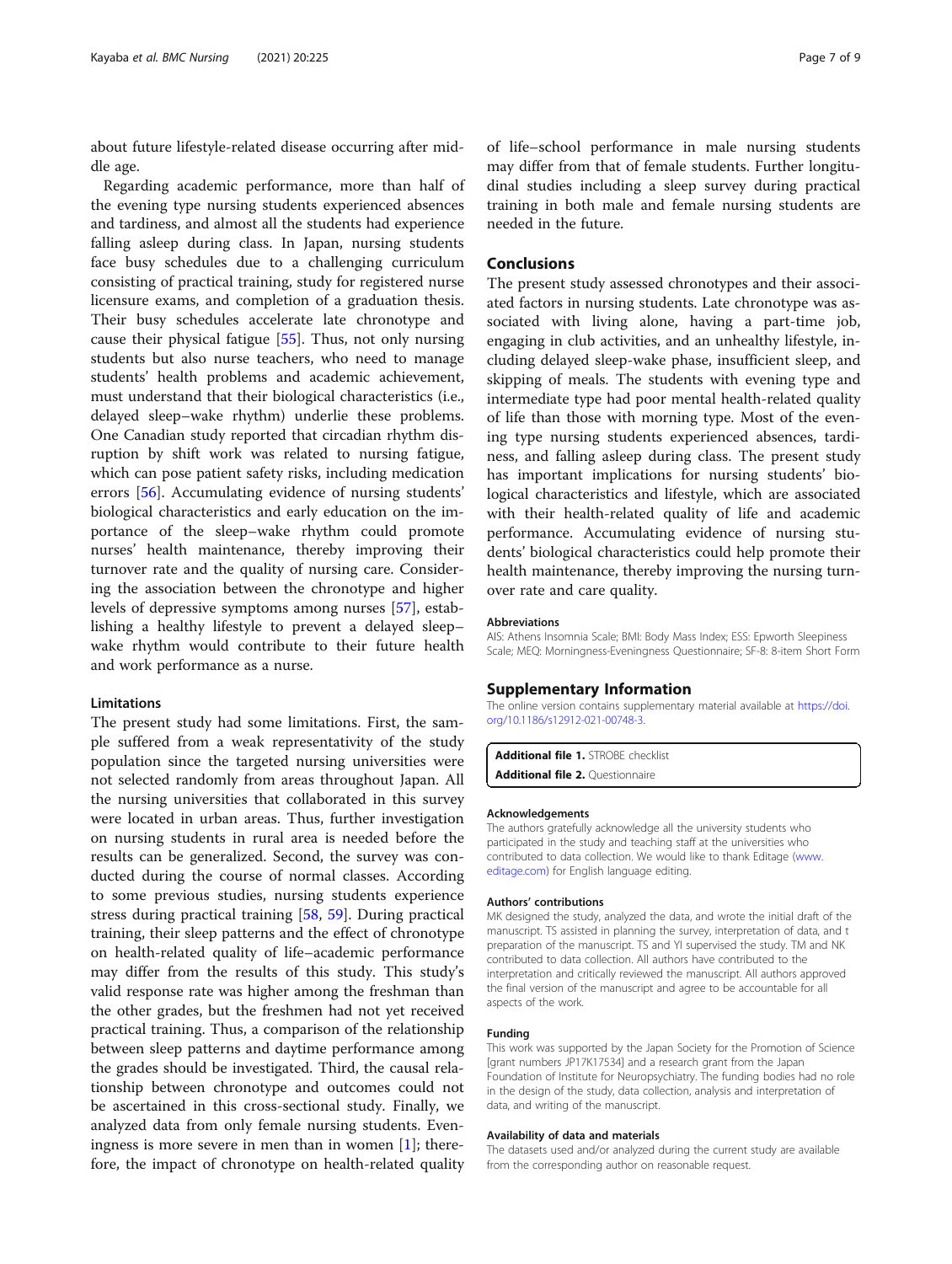about future lifestyle-related disease occurring after middle age.

Regarding academic performance, more than half of the evening type nursing students experienced absences and tardiness, and almost all the students had experience falling asleep during class. In Japan, nursing students face busy schedules due to a challenging curriculum consisting of practical training, study for registered nurse licensure exams, and completion of a graduation thesis. Their busy schedules accelerate late chronotype and cause their physical fatigue [55]. Thus, not only nursing students but also nurse teachers, who need to manage students' health problems and academic achievement, must understand that their biological characteristics (i.e., delayed sleep–wake rhythm) underlie these problems. One Canadian study reported that circadian rhythm disruption by shift work was related to nursing fatigue, which can pose patient safety risks, including medication errors [56]. Accumulating evidence of nursing students' biological characteristics and early education on the importance of the sleep–wake rhythm could promote nurses' health maintenance, thereby improving their turnover rate and the quality of nursing care. Considering the association between the chronotype and higher levels of depressive symptoms among nurses [57], establishing a healthy lifestyle to prevent a delayed sleep–wake rhythm would contribute to their future health and work performance as a nurse.

### Limitations

The present study had some limitations. First, the sample suffered from a weak representativity of the study population since the targeted nursing universities were not selected randomly from areas throughout Japan. All the nursing universities that collaborated in this survey were located in urban areas. Thus, further investigation on nursing students in rural area is needed before the results can be generalized. Second, the survey was conducted during the course of normal classes. According to some previous studies, nursing students experience stress during practical training [58, 59]. During practical training, their sleep patterns and the effect of chronotype on health-related quality of life–academic performance may differ from the results of this study. This study's valid response rate was higher among the freshman than the other grades, but the freshmen had not yet received practical training. Thus, a comparison of the relationship between sleep patterns and daytime performance among the grades should be investigated. Third, the causal relationship between chronotype and outcomes could not be ascertained in this cross-sectional study. Finally, we analyzed data from only female nursing students. Eveningness is more severe in men than in women [1]; therefore, the impact of chronotype on health-related quality of life–school performance in male nursing students may differ from that of female students. Further longitudinal studies including a sleep survey during practical training in both male and female nursing students are needed in the future.

## Conclusions

The present study assessed chronotypes and their associated factors in nursing students. Late chronotype was associated with living alone, having a part-time job, engaging in club activities, and an unhealthy lifestyle, including delayed sleep-wake phase, insufficient sleep, and skipping of meals. The students with evening type and intermediate type had poor mental health-related quality of life than those with morning type. Most of the evening type nursing students experienced absences, tardiness, and falling asleep during class. The present study has important implications for nursing students' biological characteristics and lifestyle, which are associated with their health-related quality of life and academic performance. Accumulating evidence of nursing students' biological characteristics could help promote their health maintenance, thereby improving the nursing turnover rate and care quality.

#### Abbreviations

AIS: Athens Insomnia Scale; BMI: Body Mass Index; ESS: Epworth Sleepiness Scale; MEQ: Morningness-Eveningness Questionnaire; SF-8: 8-item Short Form

## Supplementary Information

The online version contains supplementary material available at https://doi.org/10.1186/s12912-021-00748-3.

**Additional file 1.** STROBE checklist
**Additional file 2.** Questionnaire

#### Acknowledgements

The authors gratefully acknowledge all the university students who participated in the study and teaching staff at the universities who contributed to data collection. We would like to thank Editage (www.editage.com) for English language editing.

#### Authors' contributions

MK designed the study, analyzed the data, and wrote the initial draft of the manuscript. TS assisted in planning the survey, interpretation of data, and t preparation of the manuscript. TS and YI supervised the study. TM and NK contributed to data collection. All authors have contributed to the interpretation and critically reviewed the manuscript. All authors approved the final version of the manuscript and agree to be accountable for all aspects of the work.

#### Funding

This work was supported by the Japan Society for the Promotion of Science [grant numbers JP17K17534] and a research grant from the Japan Foundation of Institute for Neuropsychiatry. The funding bodies had no role in the design of the study, data collection, analysis and interpretation of data, and writing of the manuscript.

#### Availability of data and materials

The datasets used and/or analyzed during the current study are available from the corresponding author on reasonable request.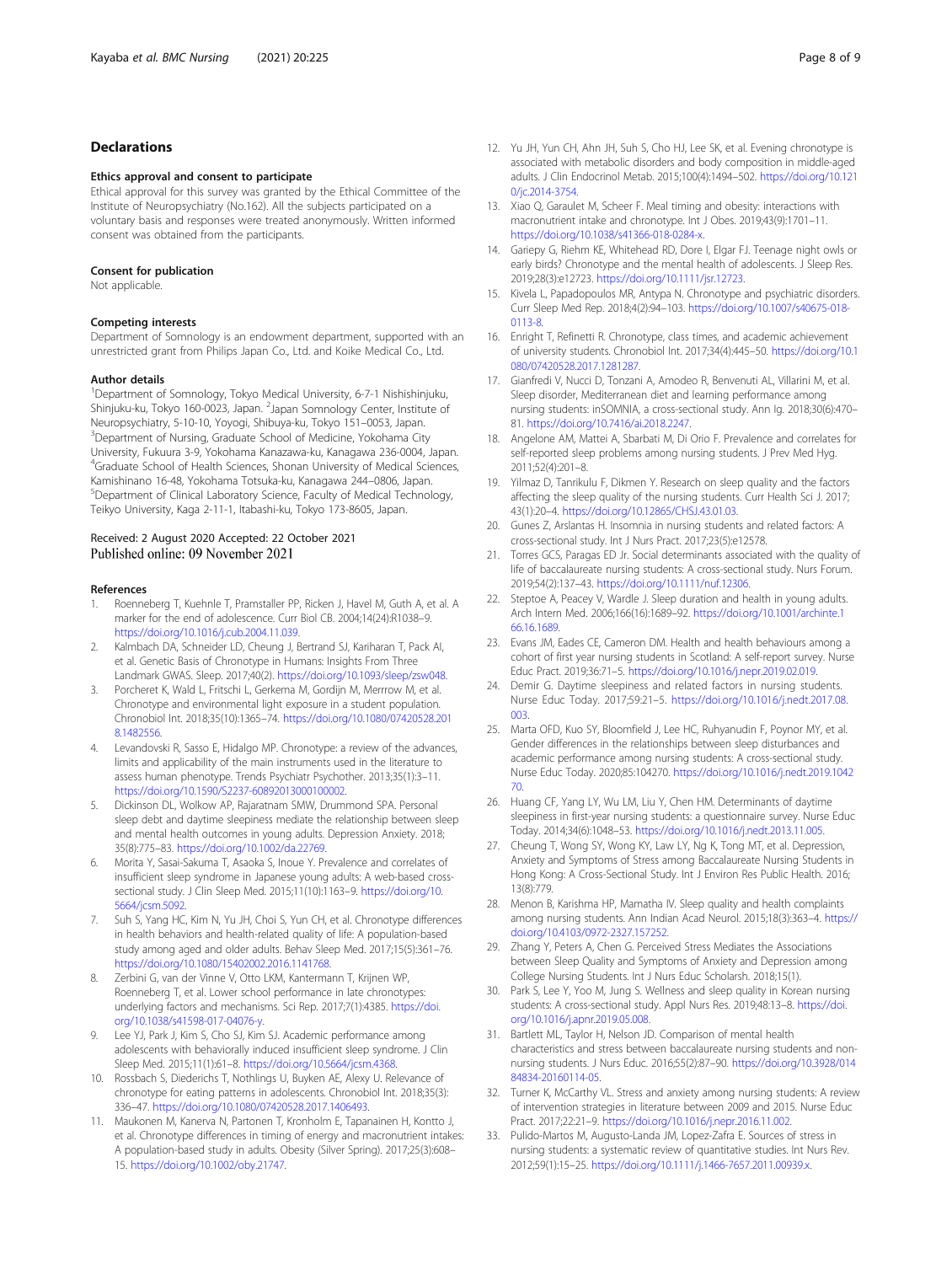## Declarations

### Ethics approval and consent to participate

Ethical approval for this survey was granted by the Ethical Committee of the Institute of Neuropsychiatry (No.162). All the subjects participated on a voluntary basis and responses were treated anonymously. Written informed consent was obtained from the participants.

### Consent for publication

Not applicable.

### Competing interests

Department of Somnology is an endowment department, supported with an unrestricted grant from Philips Japan Co., Ltd. and Koike Medical Co., Ltd.

### Author details

[1]Department of Somnology, Tokyo Medical University, 6-7-1 Nishishinjuku, Shinjuku-ku, Tokyo 160-0023, Japan. [2]Japan Somnology Center, Institute of Neuropsychiatry, 5-10-10, Yoyogi, Shibuya-ku, Tokyo 151–0053, Japan. [3]Department of Nursing, Graduate School of Medicine, Yokohama City University, Fukuura 3-9, Yokohama Kanazawa-ku, Kanagawa 236-0004, Japan. [4]Graduate School of Health Sciences, Shonan University of Medical Sciences, Kamishinano 16-48, Yokohama Totsuka-ku, Kanagawa 244–0806, Japan. [5]Department of Clinical Laboratory Science, Faculty of Medical Technology, Teikyo University, Kaga 2-11-1, Itabashi-ku, Tokyo 173-8605, Japan.

Received: 2 August 2020 Accepted: 22 October 2021
Published online: 09 November 2021

### References

1. Roenneberg T, Kuehnle T, Pramstaller PP, Ricken J, Havel M, Guth A, et al. A marker for the end of adolescence. Curr Biol CB. 2004;14(24):R1038–9. https://doi.org/10.1016/j.cub.2004.11.039.
2. Kalmbach DA, Schneider LD, Cheung J, Bertrand SJ, Kariharan T, Pack AI, et al. Genetic Basis of Chronotype in Humans: Insights From Three Landmark GWAS. Sleep. 2017;40(2). https://doi.org/10.1093/sleep/zsw048.
3. Porcheret K, Wald L, Fritschi L, Gerkema M, Gordijn M, Merrrow M, et al. Chronotype and environmental light exposure in a student population. Chronobiol Int. 2018;35(10):1365–74. https://doi.org/10.1080/07420528.2018.1482556.
4. Levandovski R, Sasso E, Hidalgo MP. Chronotype: a review of the advances, limits and applicability of the main instruments used in the literature to assess human phenotype. Trends Psychiatr Psychother. 2013;35(1):3–11. https://doi.org/10.1590/S2237-60892013000100002.
5. Dickinson DL, Wolkow AP, Rajaratnam SMW, Drummond SPA. Personal sleep debt and daytime sleepiness mediate the relationship between sleep and mental health outcomes in young adults. Depression Anxiety. 2018;35(8):775–83. https://doi.org/10.1002/da.22769.
6. Morita Y, Sasai-Sakuma T, Asaoka S, Inoue Y. Prevalence and correlates of insufficient sleep syndrome in Japanese young adults: A web-based cross-sectional study. J Clin Sleep Med. 2015;11(10):1163–9. https://doi.org/10.5664/jcsm.5092.
7. Suh S, Yang HC, Kim N, Yu JH, Choi S, Yun CH, et al. Chronotype differences in health behaviors and health-related quality of life: A population-based study among aged and older adults. Behav Sleep Med. 2017;15(5):361–76. https://doi.org/10.1080/15402002.2016.1141768.
8. Zerbini G, van der Vinne V, Otto LKM, Kantermann T, Krijnen WP, Roenneberg T, et al. Lower school performance in late chronotypes: underlying factors and mechanisms. Sci Rep. 2017;7(1):4385. https://doi.org/10.1038/s41598-017-04076-y.
9. Lee YJ, Park J, Kim S, Cho SJ, Kim SJ. Academic performance among adolescents with behaviorally induced insufficient sleep syndrome. J Clin Sleep Med. 2015;11(1):61–8. https://doi.org/10.5664/jcsm.4368.
10. Rossbach S, Diederichs T, Nothlings U, Buyken AE, Alexy U. Relevance of chronotype for eating patterns in adolescents. Chronobiol Int. 2018;35(3):336–47. https://doi.org/10.1080/07420528.2017.1406493.
11. Maukonen M, Kanerva N, Partonen T, Kronholm E, Tapanainen H, Kontto J, et al. Chronotype differences in timing of energy and macronutrient intakes: A population-based study in adults. Obesity (Silver Spring). 2017;25(3):608–15. https://doi.org/10.1002/oby.21747.
12. Yu JH, Yun CH, Ahn JH, Suh S, Cho HJ, Lee SK, et al. Evening chronotype is associated with metabolic disorders and body composition in middle-aged adults. J Clin Endocrinol Metab. 2015;100(4):1494–502. https://doi.org/10.1210/jc.2014-3754.
13. Xiao Q, Garaulet M, Scheer F. Meal timing and obesity: interactions with macronutrient intake and chronotype. Int J Obes. 2019;43(9):1701–11. https://doi.org/10.1038/s41366-018-0284-x.
14. Gariepy G, Riehm KE, Whitehead RD, Dore I, Elgar FJ. Teenage night owls or early birds? Chronotype and the mental health of adolescents. J Sleep Res. 2019;28(3):e12723. https://doi.org/10.1111/jsr.12723.
15. Kivela L, Papadopoulos MR, Antypa N. Chronotype and psychiatric disorders. Curr Sleep Med Rep. 2018;4(2):94–103. https://doi.org/10.1007/s40675-018-0113-8.
16. Enright T, Refinetti R. Chronotype, class times, and academic achievement of university students. Chronobiol Int. 2017;34(4):445–50. https://doi.org/10.1080/07420528.2017.1281287.
17. Gianfredi V, Nucci D, Tonzani A, Amodeo R, Benvenuti AL, Villarini M, et al. Sleep disorder, Mediterranean diet and learning performance among nursing students: inSOMNIA, a cross-sectional study. Ann Ig. 2018;30(6):470–81. https://doi.org/10.7416/ai.2018.2247.
18. Angelone AM, Mattei A, Sbarbati M, Di Orio F. Prevalence and correlates for self-reported sleep problems among nursing students. J Prev Med Hyg. 2011;52(4):201–8.
19. Yilmaz D, Tanrikulu F, Dikmen Y. Research on sleep quality and the factors affecting the sleep quality of the nursing students. Curr Health Sci J. 2017;43(1):20–4. https://doi.org/10.12865/CHSJ.43.01.03.
20. Gunes Z, Arslantas H. Insomnia in nursing students and related factors: A cross-sectional study. Int J Nurs Pract. 2017;23(5):e12578.
21. Torres GCS, Paragas ED Jr. Social determinants associated with the quality of life of baccalaureate nursing students: A cross-sectional study. Nurs Forum. 2019;54(2):137–43. https://doi.org/10.1111/nuf.12306.
22. Steptoe A, Peacey V, Wardle J. Sleep duration and health in young adults. Arch Intern Med. 2006;166(16):1689–92. https://doi.org/10.1001/archinte.166.16.1689.
23. Evans JM, Eades CE, Cameron DM. Health and health behaviours among a cohort of first year nursing students in Scotland: A self-report survey. Nurse Educ Pract. 2019;36:71–5. https://doi.org/10.1016/j.nepr.2019.02.019.
24. Demir G. Daytime sleepiness and related factors in nursing students. Nurse Educ Today. 2017;59:21–5. https://doi.org/10.1016/j.nedt.2017.08.003.
25. Marta OFD, Kuo SY, Bloomfield J, Lee HC, Ruhyanudin F, Poynor MY, et al. Gender differences in the relationships between sleep disturbances and academic performance among nursing students: A cross-sectional study. Nurse Educ Today. 2020;85:104270. https://doi.org/10.1016/j.nedt.2019.104270.
26. Huang CF, Yang LY, Wu LM, Liu Y, Chen HM. Determinants of daytime sleepiness in first-year nursing students: a questionnaire survey. Nurse Educ Today. 2014;34(6):1048–53. https://doi.org/10.1016/j.nedt.2013.11.005.
27. Cheung T, Wong SY, Wong KY, Law LY, Ng K, Tong MT, et al. Depression, Anxiety and Symptoms of Stress among Baccalaureate Nursing Students in Hong Kong: A Cross-Sectional Study. Int J Environ Res Public Health. 2016;13(8):779.
28. Menon B, Karishma HP, Mamatha IV. Sleep quality and health complaints among nursing students. Ann Indian Acad Neurol. 2015;18(3):363–4. https://doi.org/10.4103/0972-2327.157252.
29. Zhang Y, Peters A, Chen G. Perceived Stress Mediates the Associations between Sleep Quality and Symptoms of Anxiety and Depression among College Nursing Students. Int J Nurs Educ Scholarsh. 2018;15(1).
30. Park S, Lee Y, Yoo M, Jung S. Wellness and sleep quality in Korean nursing students: A cross-sectional study. Appl Nurs Res. 2019;48:13–8. https://doi.org/10.1016/j.apnr.2019.05.008.
31. Bartlett ML, Taylor H, Nelson JD. Comparison of mental health characteristics and stress between baccalaureate nursing students and non-nursing students. J Nurs Educ. 2016;55(2):87–90. https://doi.org/10.3928/01484834-20160114-05.
32. Turner K, McCarthy VL. Stress and anxiety among nursing students: A review of intervention strategies in literature between 2009 and 2015. Nurse Educ Pract. 2017;22:21–9. https://doi.org/10.1016/j.nepr.2016.11.002.
33. Pulido-Martos M, Augusto-Landa JM, Lopez-Zafra E. Sources of stress in nursing students: a systematic review of quantitative studies. Int Nurs Rev. 2012;59(1):15–25. https://doi.org/10.1111/j.1466-7657.2011.00939.x.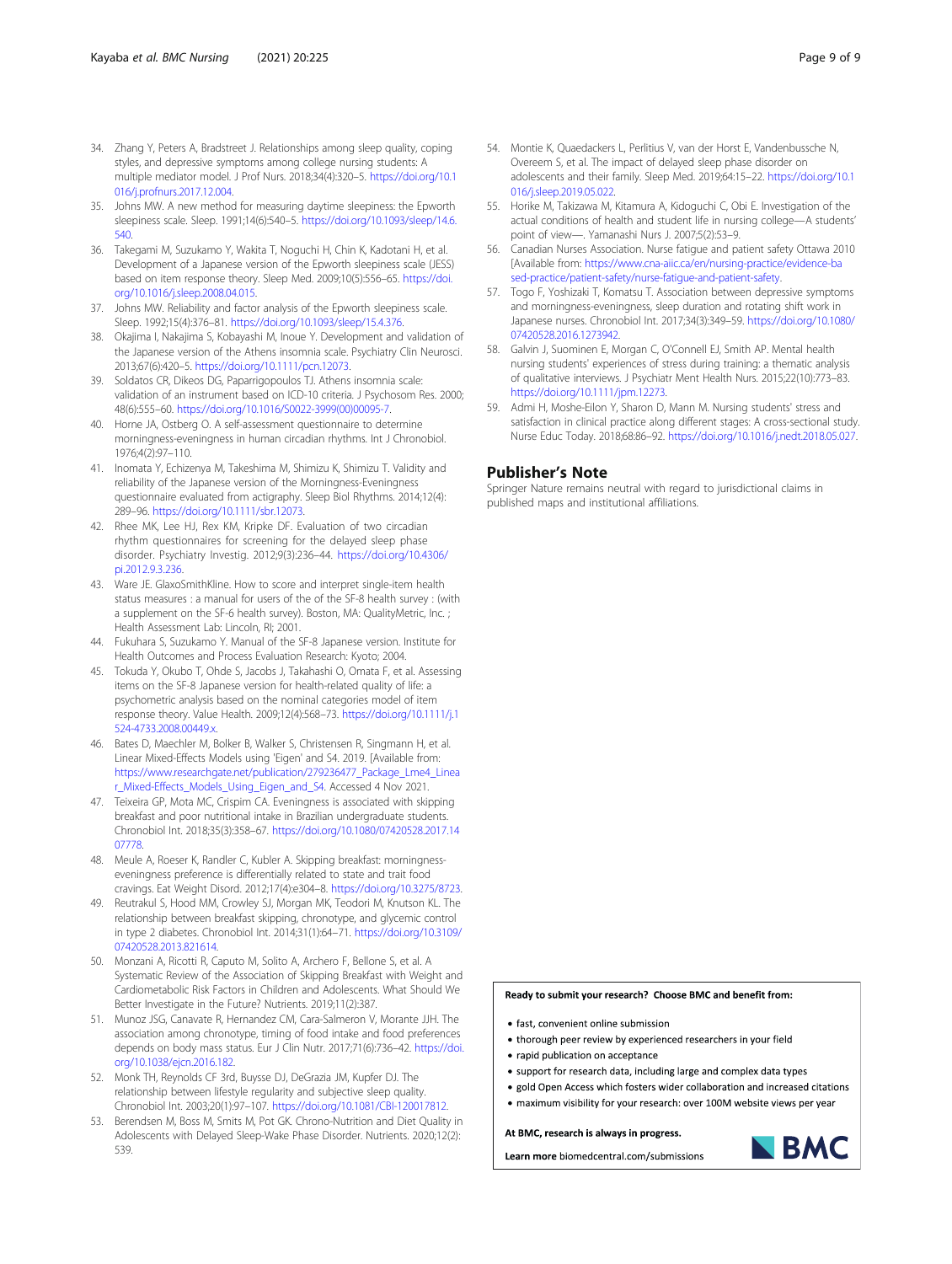34. Zhang Y, Peters A, Bradstreet J. Relationships among sleep quality, coping styles, and depressive symptoms among college nursing students: A multiple mediator model. J Prof Nurs. 2018;34(4):320–5. https://doi.org/10.1016/j.profnurs.2017.12.004.
35. Johns MW. A new method for measuring daytime sleepiness: the Epworth sleepiness scale. Sleep. 1991;14(6):540–5. https://doi.org/10.1093/sleep/14.6.540.
36. Takegami M, Suzukamo Y, Wakita T, Noguchi H, Chin K, Kadotani H, et al. Development of a Japanese version of the Epworth sleepiness scale (JESS) based on item response theory. Sleep Med. 2009;10(5):556–65. https://doi.org/10.1016/j.sleep.2008.04.015.
37. Johns MW. Reliability and factor analysis of the Epworth sleepiness scale. Sleep. 1992;15(4):376–81. https://doi.org/10.1093/sleep/15.4.376.
38. Okajima I, Nakajima S, Kobayashi M, Inoue Y. Development and validation of the Japanese version of the Athens insomnia scale. Psychiatry Clin Neurosci. 2013;67(6):420–5. https://doi.org/10.1111/pcn.12073.
39. Soldatos CR, Dikeos DG, Paparrigopoulos TJ. Athens insomnia scale: validation of an instrument based on ICD-10 criteria. J Psychosom Res. 2000;48(6):555–60. https://doi.org/10.1016/S0022-3999(00)00095-7.
40. Horne JA, Ostberg O. A self-assessment questionnaire to determine morningness-eveningness in human circadian rhythms. Int J Chronobiol. 1976;4(2):97–110.
41. Inomata Y, Echizenya M, Takeshima M, Shimizu K, Shimizu T. Validity and reliability of the Japanese version of the Morningness-Eveningness questionnaire evaluated from actigraphy. Sleep Biol Rhythms. 2014;12(4):289–96. https://doi.org/10.1111/sbr.12073.
42. Rhee MK, Lee HJ, Rex KM, Kripke DF. Evaluation of two circadian rhythm questionnaires for screening for the delayed sleep phase disorder. Psychiatry Investig. 2012;9(3):236–44. https://doi.org/10.4306/pi.2012.9.3.236.
43. Ware JE. GlaxoSmithKline. How to score and interpret single-item health status measures : a manual for users of the of the SF-8 health survey : (with a supplement on the SF-6 health survey). Boston, MA: QualityMetric, Inc. ; Health Assessment Lab: Lincoln, RI; 2001.
44. Fukuhara S, Suzukamo Y. Manual of the SF-8 Japanese version. Institute for Health Outcomes and Process Evaluation Research: Kyoto; 2004.
45. Tokuda Y, Okubo T, Ohde S, Jacobs J, Takahashi O, Omata F, et al. Assessing items on the SF-8 Japanese version for health-related quality of life: a psychometric analysis based on the nominal categories model of item response theory. Value Health. 2009;12(4):568–73. https://doi.org/10.1111/j.1524-4733.2008.00449.x.
46. Bates D, Maechler M, Bolker B, Walker S, Christensen R, Singmann H, et al. Linear Mixed-Effects Models using 'Eigen' and S4. 2019. [Available from: https://www.researchgate.net/publication/279236477_Package_Lme4_Linear_Mixed-Effects_Models_Using_Eigen_and_S4. Accessed 4 Nov 2021.
47. Teixeira GP, Mota MC, Crispim CA. Eveningness is associated with skipping breakfast and poor nutritional intake in Brazilian undergraduate students. Chronobiol Int. 2018;35(3):358–67. https://doi.org/10.1080/07420528.2017.1407778.
48. Meule A, Roeser K, Randler C, Kubler A. Skipping breakfast: morningness-eveningness preference is differentially related to state and trait food cravings. Eat Weight Disord. 2012;17(4):e304–8. https://doi.org/10.3275/8723.
49. Reutrakul S, Hood MM, Crowley SJ, Morgan MK, Teodori M, Knutson KL. The relationship between breakfast skipping, chronotype, and glycemic control in type 2 diabetes. Chronobiol Int. 2014;31(1):64–71. https://doi.org/10.3109/07420528.2013.821614.
50. Monzani A, Ricotti R, Caputo M, Solito A, Archero F, Bellone S, et al. A Systematic Review of the Association of Skipping Breakfast with Weight and Cardiometabolic Risk Factors in Children and Adolescents. What Should We Better Investigate in the Future? Nutrients. 2019;11(2):387.
51. Munoz JSG, Canavate R, Hernandez CM, Cara-Salmeron V, Morante JJH. The association among chronotype, timing of food intake and food preferences depends on body mass status. Eur J Clin Nutr. 2017;71(6):736–42. https://doi.org/10.1038/ejcn.2016.182.
52. Monk TH, Reynolds CF 3rd, Buysse DJ, DeGrazia JM, Kupfer DJ. The relationship between lifestyle regularity and subjective sleep quality. Chronobiol Int. 2003;20(1):97–107. https://doi.org/10.1081/CBI-120017812.
53. Berendsen M, Boss M, Smits M, Pot GK. Chrono-Nutrition and Diet Quality in Adolescents with Delayed Sleep-Wake Phase Disorder. Nutrients. 2020;12(2):539.
54. Montie K, Quaedackers L, Perlitius V, van der Horst E, Vandenbussche N, Overeem S, et al. The impact of delayed sleep phase disorder on adolescents and their family. Sleep Med. 2019;64:15–22. https://doi.org/10.1016/j.sleep.2019.05.022.
55. Horike M, Takizawa M, Kitamura A, Kidoguchi C, Obi E. Investigation of the actual conditions of health and student life in nursing college—A students' point of view—. Yamanashi Nurs J. 2007;5(2):53–9.
56. Canadian Nurses Association. Nurse fatigue and patient safety Ottawa 2010 [Available from: https://www.cna-aiic.ca/en/nursing-practice/evidence-based-practice/patient-safety/nurse-fatigue-and-patient-safety.
57. Togo F, Yoshizaki T, Komatsu T. Association between depressive symptoms and morningness-eveningness, sleep duration and rotating shift work in Japanese nurses. Chronobiol Int. 2017;34(3):349–59. https://doi.org/10.1080/07420528.2016.1273942.
58. Galvin J, Suominen E, Morgan C, O'Connell EJ, Smith AP. Mental health nursing students' experiences of stress during training: a thematic analysis of qualitative interviews. J Psychiatr Ment Health Nurs. 2015;22(10):773–83. https://doi.org/10.1111/jpm.12273.
59. Admi H, Moshe-Eilon Y, Sharon D, Mann M. Nursing students' stress and satisfaction in clinical practice along different stages: A cross-sectional study. Nurse Educ Today. 2018;68:86–92. https://doi.org/10.1016/j.nedt.2018.05.027.

## Publisher's Note

Springer Nature remains neutral with regard to jurisdictional claims in published maps and institutional affiliations.

**Ready to submit your research? Choose BMC and benefit from:**

- fast, convenient online submission
- thorough peer review by experienced researchers in your field
- rapid publication on acceptance
- support for research data, including large and complex data types
- gold Open Access which fosters wider collaboration and increased citations
- maximum visibility for your research: over 100M website views per year

**At BMC, research is always in progress.**

**Learn more** biomedcentral.com/submissions